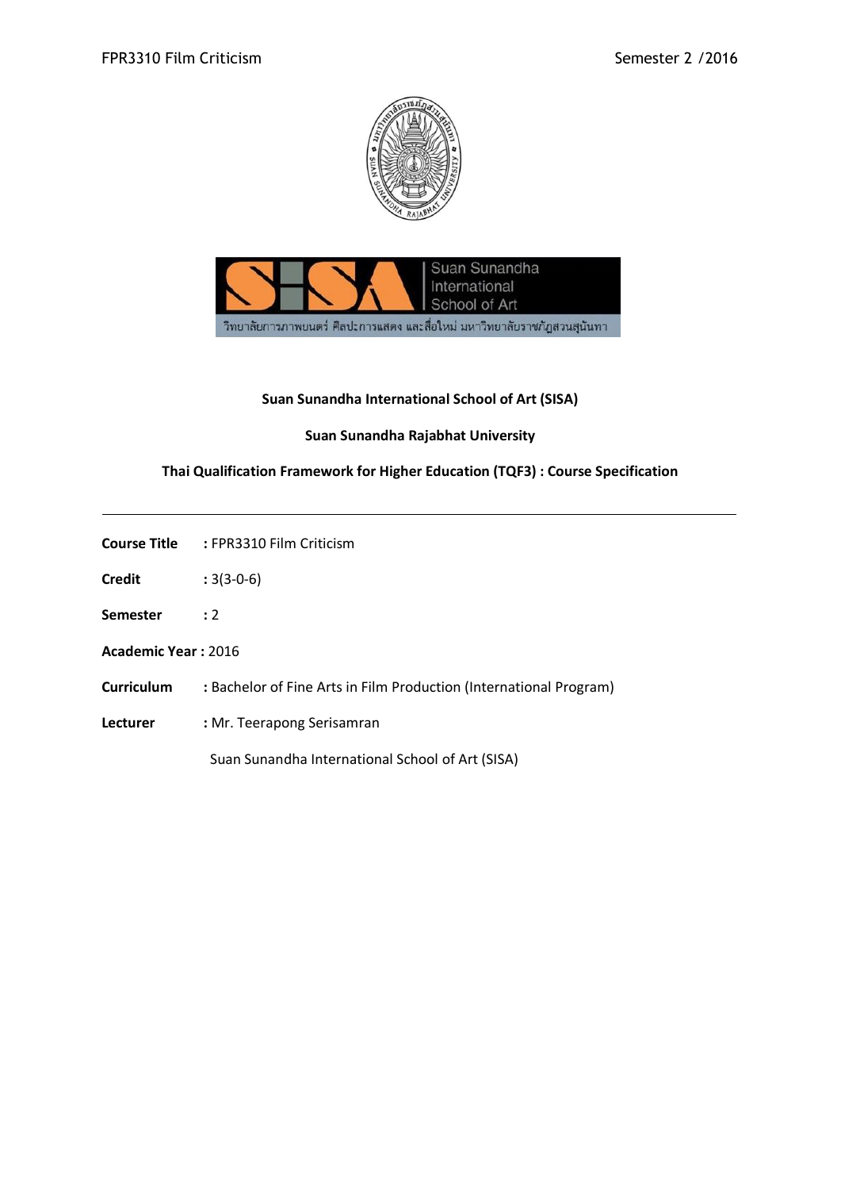**Suan Sunandha International School of Art (SISA)**

**Suan Sunandha Rajabhat University**

**Thai Qualification Framework for Higher Education (TQF3) : Course Specification**

---

**Course Title** : FPR3310 Film Criticism

**Credit** : 3(3-0-6)

**Semester** : 2

**Academic Year :** 2016

**Curriculum** : Bachelor of Fine Arts in Film Production (International Program)

**Lecturer** : Mr. Teerapong Serisamran

Suan Sunandha International School of Art (SISA)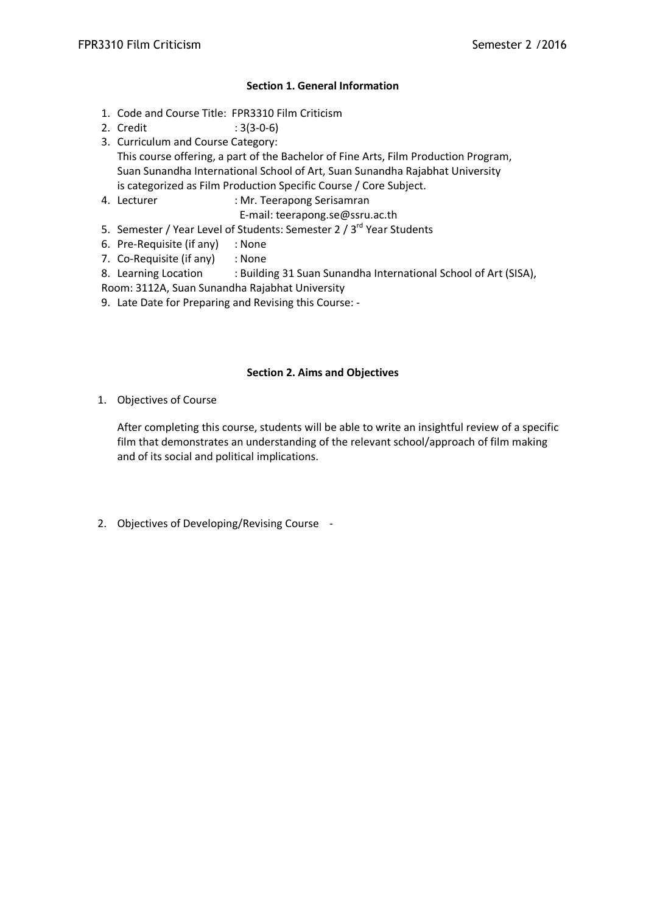## Section 1. General Information

1. Code and Course Title: FPR3310 Film Criticism
2. Credit : 3(3-0-6)
3. Curriculum and Course Category:
   This course offering, a part of the Bachelor of Fine Arts, Film Production Program, Suan Sunandha International School of Art, Suan Sunandha Rajabhat University is categorized as Film Production Specific Course / Core Subject.
4. Lecturer : Mr. Teerapong Serisamran
   E-mail: teerapong.se@ssru.ac.th
5. Semester / Year Level of Students: Semester 2 / 3rd Year Students
6. Pre-Requisite (if any) : None
7. Co-Requisite (if any) : None
8. Learning Location : Building 31 Suan Sunandha International School of Art (SISA), Room: 3112A, Suan Sunandha Rajabhat University
9. Late Date for Preparing and Revising this Course: -

## Section 2. Aims and Objectives

1. Objectives of Course

   After completing this course, students will be able to write an insightful review of a specific film that demonstrates an understanding of the relevant school/approach of film making and of its social and political implications.

2. Objectives of Developing/Revising Course -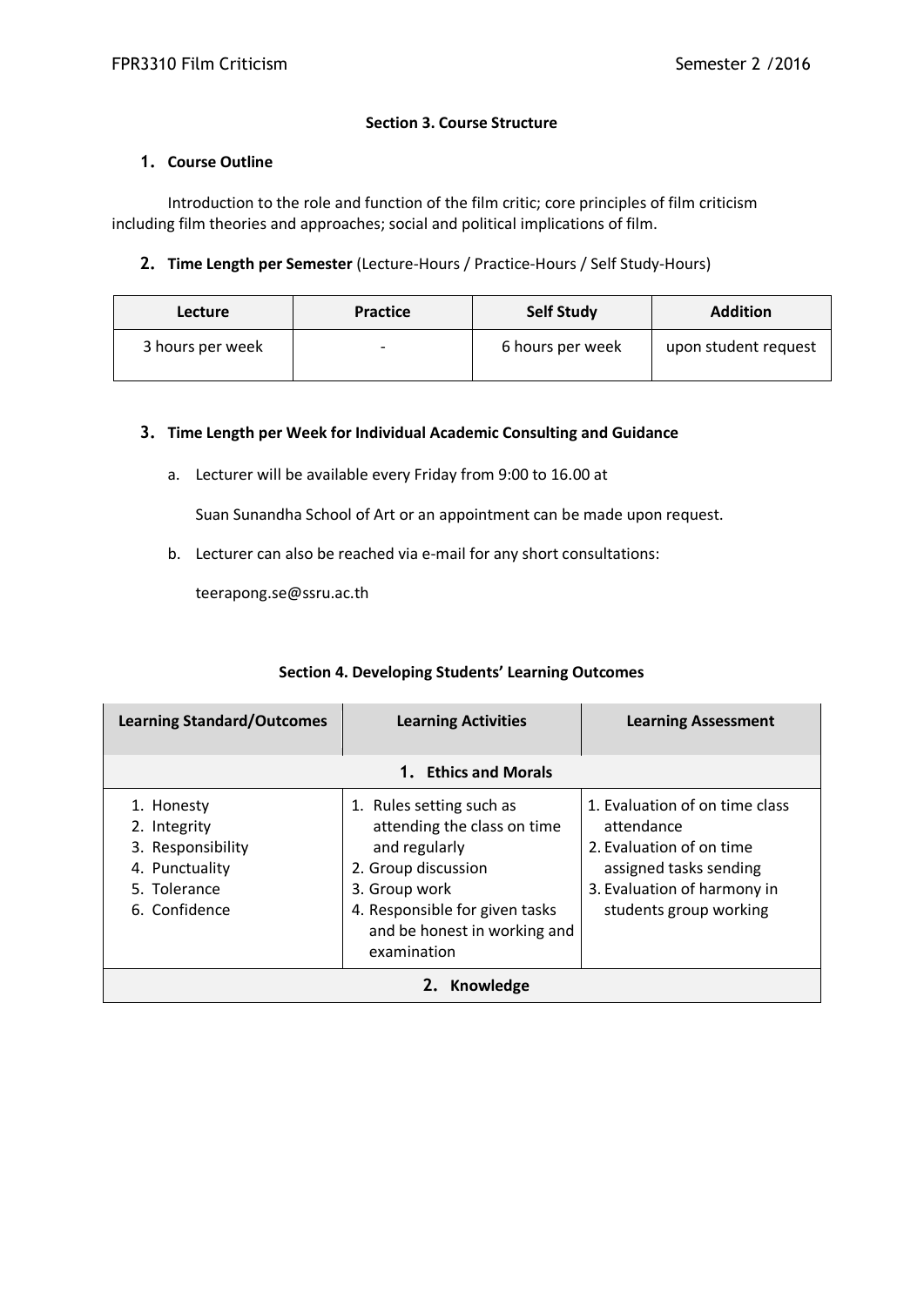### Section 3. Course Structure

**1. Course Outline**

Introduction to the role and function of the film critic; core principles of film criticism including film theories and approaches; social and political implications of film.

**2. Time Length per Semester** (Lecture-Hours / Practice-Hours / Self Study-Hours)

| Lecture | Practice | Self Study | Addition |
|---|---|---|---|
| 3 hours per week | - | 6 hours per week | upon student request |

**3. Time Length per Week for Individual Academic Consulting and Guidance**

a. Lecturer will be available every Friday from 9:00 to 16.00 at

   Suan Sunandha School of Art or an appointment can be made upon request.

b. Lecturer can also be reached via e-mail for any short consultations:

   teerapong.se@ssru.ac.th

### Section 4. Developing Students' Learning Outcomes

| Learning Standard/Outcomes | Learning Activities | Learning Assessment |
|---|---|---|
| **1. Ethics and Morals** | | |
| 1. Honesty<br>2. Integrity<br>3. Responsibility<br>4. Punctuality<br>5. Tolerance<br>6. Confidence | 1. Rules setting such as attending the class on time and regularly<br>2. Group discussion<br>3. Group work<br>4. Responsible for given tasks and be honest in working and examination | 1. Evaluation of on time class attendance<br>2. Evaluation of on time assigned tasks sending<br>3. Evaluation of harmony in students group working |
| **2. Knowledge** | | |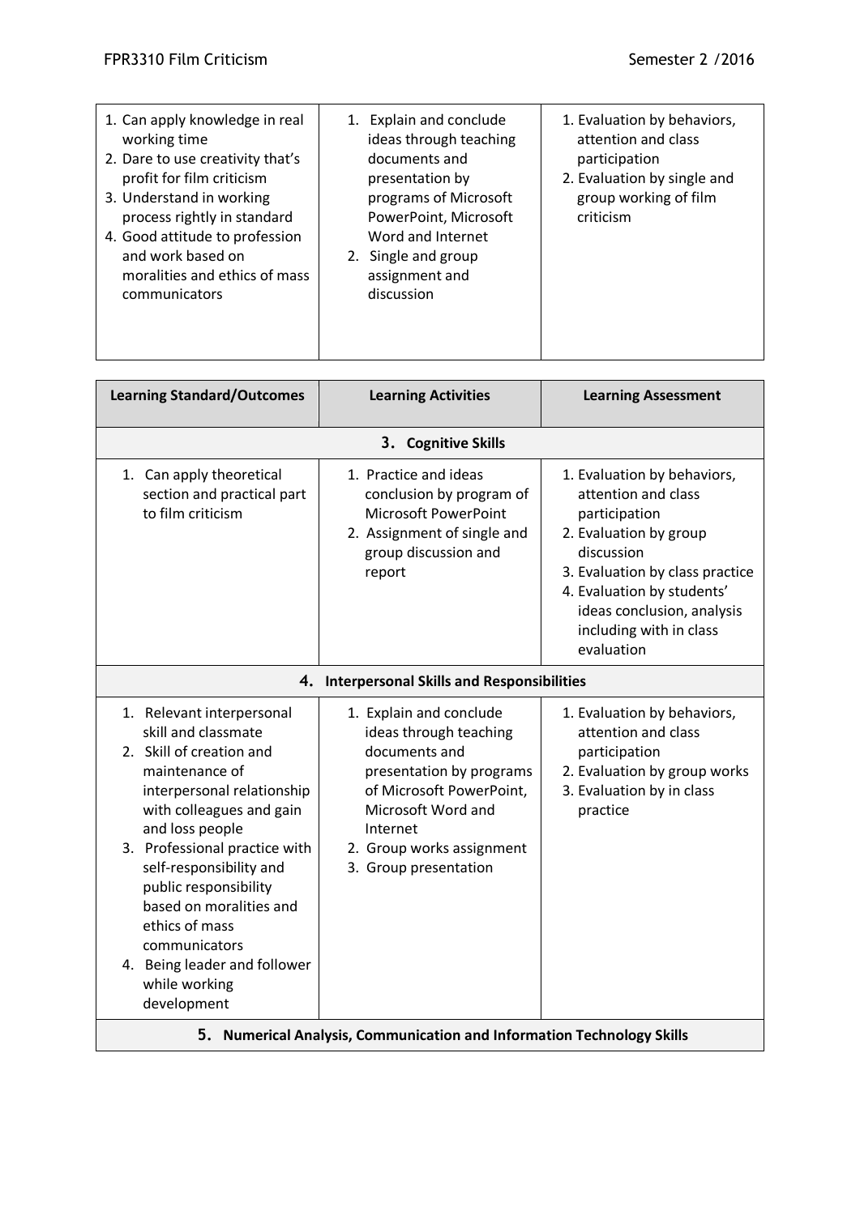| | | |
|---|---|---|
| 1. Can apply knowledge in real working time<br>2. Dare to use creativity that's profit for film criticism<br>3. Understand in working process rightly in standard<br>4. Good attitude to profession and work based on moralities and ethics of mass communicators | 1. Explain and conclude ideas through teaching documents and presentation by programs of Microsoft PowerPoint, Microsoft Word and Internet<br>2. Single and group assignment and discussion | 1. Evaluation by behaviors, attention and class participation<br>2. Evaluation by single and group working of film criticism |

| Learning Standard/Outcomes | Learning Activities | Learning Assessment |
|---|---|---|
| **3. Cognitive Skills** | | |
| 1. Can apply theoretical section and practical part to film criticism | 1. Practice and ideas conclusion by program of Microsoft PowerPoint<br>2. Assignment of single and group discussion and report | 1. Evaluation by behaviors, attention and class participation<br>2. Evaluation by group discussion<br>3. Evaluation by class practice<br>4. Evaluation by students' ideas conclusion, analysis including with in class evaluation |
| **4. Interpersonal Skills and Responsibilities** | | |
| 1. Relevant interpersonal skill and classmate<br>2. Skill of creation and maintenance of interpersonal relationship with colleagues and gain and loss people<br>3. Professional practice with self-responsibility and public responsibility based on moralities and ethics of mass communicators<br>4. Being leader and follower while working development | 1. Explain and conclude ideas through teaching documents and presentation by programs of Microsoft PowerPoint, Microsoft Word and Internet<br>2. Group works assignment<br>3. Group presentation | 1. Evaluation by behaviors, attention and class participation<br>2. Evaluation by group works<br>3. Evaluation by in class practice |
| **5. Numerical Analysis, Communication and Information Technology Skills** | | |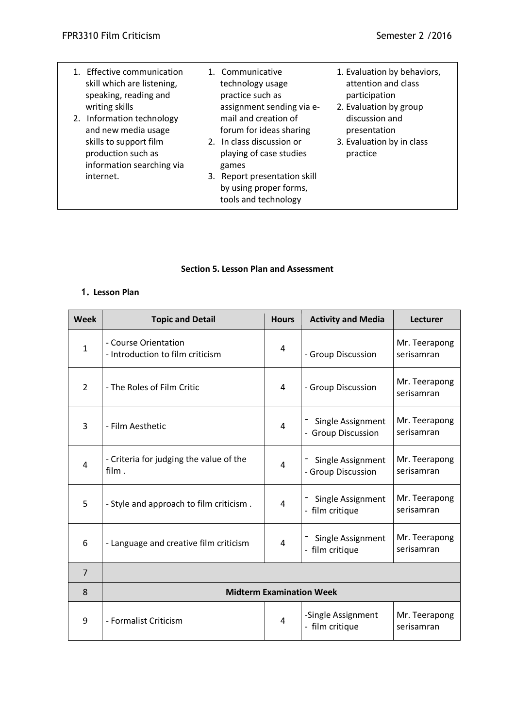| | | |
|---|---|---|
| 1. Effective communication skill which are listening, speaking, reading and writing skills<br>2. Information technology and new media usage skills to support film production such as information searching via internet. | 1. Communicative technology usage practice such as assignment sending via e-mail and creation of forum for ideas sharing<br>2. In class discussion or playing of case studies games<br>3. Report presentation skill by using proper forms, tools and technology | 1. Evaluation by behaviors, attention and class participation<br>2. Evaluation by group discussion and presentation<br>3. Evaluation by in class practice |

**Section 5. Lesson Plan and Assessment**

**1. Lesson Plan**

| Week | Topic and Detail | Hours | Activity and Media | Lecturer |
|---|---|---|---|---|
| 1 | - Course Orientation<br>- Introduction to film criticism | 4 | - Group Discussion | Mr. Teerapong serisamran |
| 2 | - The Roles of Film Critic | 4 | - Group Discussion | Mr. Teerapong serisamran |
| 3 | - Film Aesthetic | 4 | - Single Assignment<br>- Group Discussion | Mr. Teerapong serisamran |
| 4 | - Criteria for judging the value of the film . | 4 | - Single Assignment<br>- Group Discussion | Mr. Teerapong serisamran |
| 5 | - Style and approach to film criticism . | 4 | - Single Assignment<br>- film critique | Mr. Teerapong serisamran |
| 6 | - Language and creative film criticism | 4 | - Single Assignment<br>- film critique | Mr. Teerapong serisamran |
| 7 | | | | |
| 8 | **Midterm Examination Week** | | | |
| 9 | - Formalist Criticism | 4 | -Single Assignment<br>- film critique | Mr. Teerapong serisamran |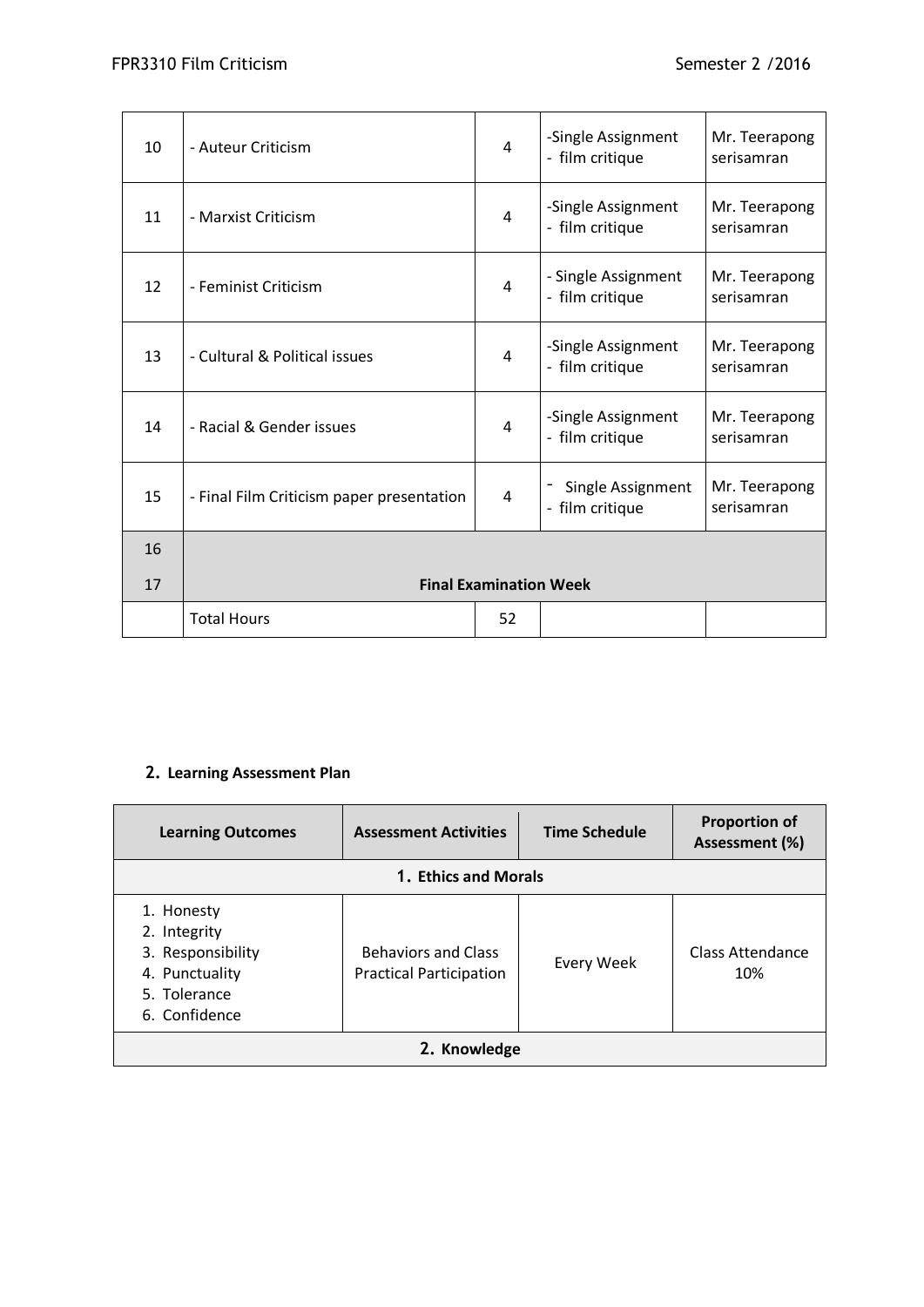| 10 | - Auteur Criticism | 4 | -Single Assignment<br>- film critique | Mr. Teerapong serisamran |
|---|---|---|---|---|
| 11 | - Marxist Criticism | 4 | -Single Assignment<br>- film critique | Mr. Teerapong serisamran |
| 12 | - Feminist Criticism | 4 | - Single Assignment<br>- film critique | Mr. Teerapong serisamran |
| 13 | - Cultural & Political issues | 4 | -Single Assignment<br>- film critique | Mr. Teerapong serisamran |
| 14 | - Racial & Gender issues | 4 | -Single Assignment<br>- film critique | Mr. Teerapong serisamran |
| 15 | - Final Film Criticism paper presentation | 4 | - Single Assignment<br>- film critique | Mr. Teerapong serisamran |
| 16<br>17 | **Final Examination Week** | | | |
| | Total Hours | 52 | | |

## 2. Learning Assessment Plan

| Learning Outcomes | Assessment Activities | Time Schedule | Proportion of Assessment (%) |
|---|---|---|---|
| **1. Ethics and Morals** | | | |
| 1. Honesty<br>2. Integrity<br>3. Responsibility<br>4. Punctuality<br>5. Tolerance<br>6. Confidence | Behaviors and Class Practical Participation | Every Week | Class Attendance 10% |
| **2. Knowledge** | | | |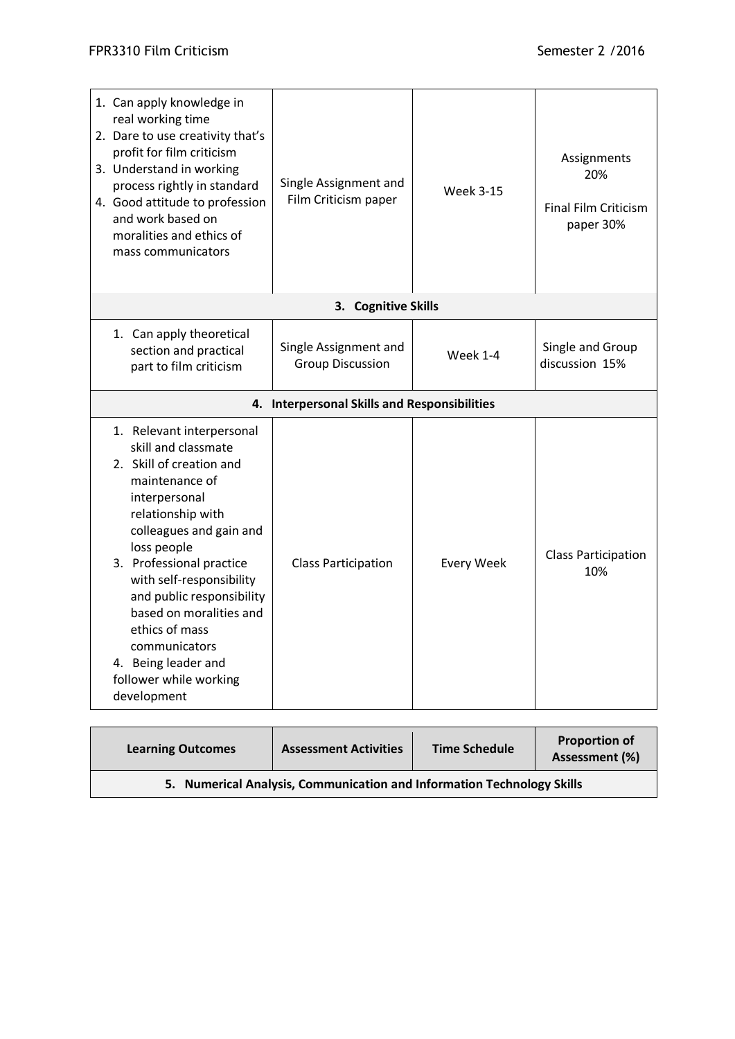| | | | |
|---|---|---|---|
| 1. Can apply knowledge in real working time<br>2. Dare to use creativity that's profit for film criticism<br>3. Understand in working process rightly in standard<br>4. Good attitude to profession and work based on moralities and ethics of mass communicators | Single Assignment and Film Criticism paper | Week 3-15 | Assignments 20%<br><br>Final Film Criticism paper 30% |
| **3. Cognitive Skills** | | | |
| 1. Can apply theoretical section and practical part to film criticism | Single Assignment and Group Discussion | Week 1-4 | Single and Group discussion 15% |
| **4. Interpersonal Skills and Responsibilities** | | | |
| 1. Relevant interpersonal skill and classmate<br>2. Skill of creation and maintenance of interpersonal relationship with colleagues and gain and loss people<br>3. Professional practice with self-responsibility and public responsibility based on moralities and ethics of mass communicators<br>4. Being leader and follower while working development | Class Participation | Every Week | Class Participation 10% |

| Learning Outcomes | Assessment Activities | Time Schedule | Proportion of Assessment (%) |
|---|---|---|---|
| **5. Numerical Analysis, Communication and Information Technology Skills** | | | |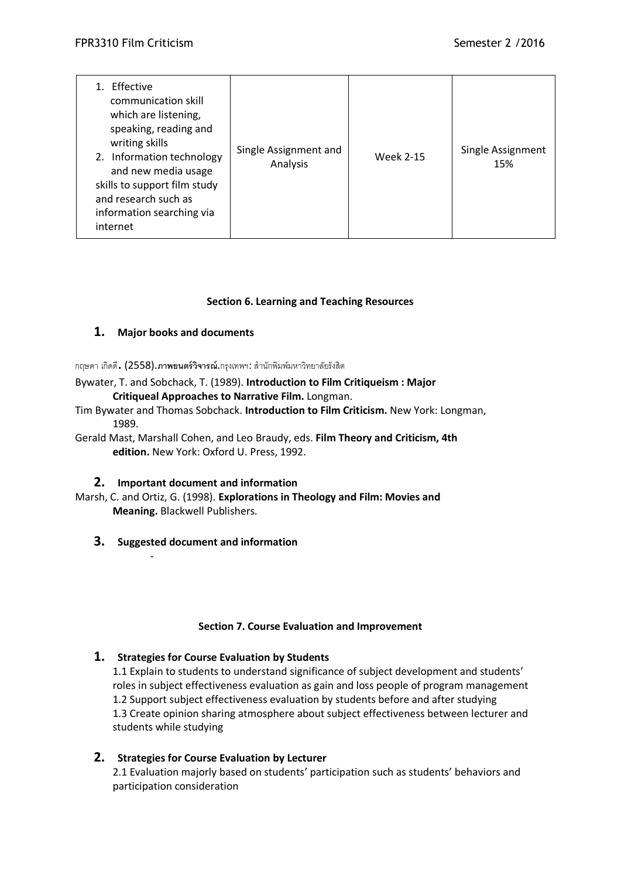| | | | |
|---|---|---|---|
| 1. Effective communication skill which are listening, speaking, reading and writing skills<br>2. Information technology and new media usage skills to support film study and research such as information searching via internet | Single Assignment and Analysis | Week 2-15 | Single Assignment 15% |

## Section 6. Learning and Teaching Resources

### 1. Major books and documents

กฤษดา เกิดดี. (2558).**ภาพยนตร์วิจารณ์.**กรุงเทพฯ: สำนักพิมพ์มหาวิทยาลัยรังสิต

Bywater, T. and Sobchack, T. (1989). **Introduction to Film Critiqueism : Major Critiqueal Approaches to Narrative Film.** Longman.

Tim Bywater and Thomas Sobchack. **Introduction to Film Criticism.** New York: Longman, 1989.

Gerald Mast, Marshall Cohen, and Leo Braudy, eds. **Film Theory and Criticism, 4th edition.** New York: Oxford U. Press, 1992.

### 2. Important document and information

Marsh, C. and Ortiz, G. (1998). **Explorations in Theology and Film: Movies and Meaning.** Blackwell Publishers.

### 3. Suggested document and information

-

## Section 7. Course Evaluation and Improvement

### 1. Strategies for Course Evaluation by Students

1.1 Explain to students to understand significance of subject development and students' roles in subject effectiveness evaluation as gain and loss people of program management
1.2 Support subject effectiveness evaluation by students before and after studying
1.3 Create opinion sharing atmosphere about subject effectiveness between lecturer and students while studying

### 2. Strategies for Course Evaluation by Lecturer

2.1 Evaluation majorly based on students' participation such as students' behaviors and participation consideration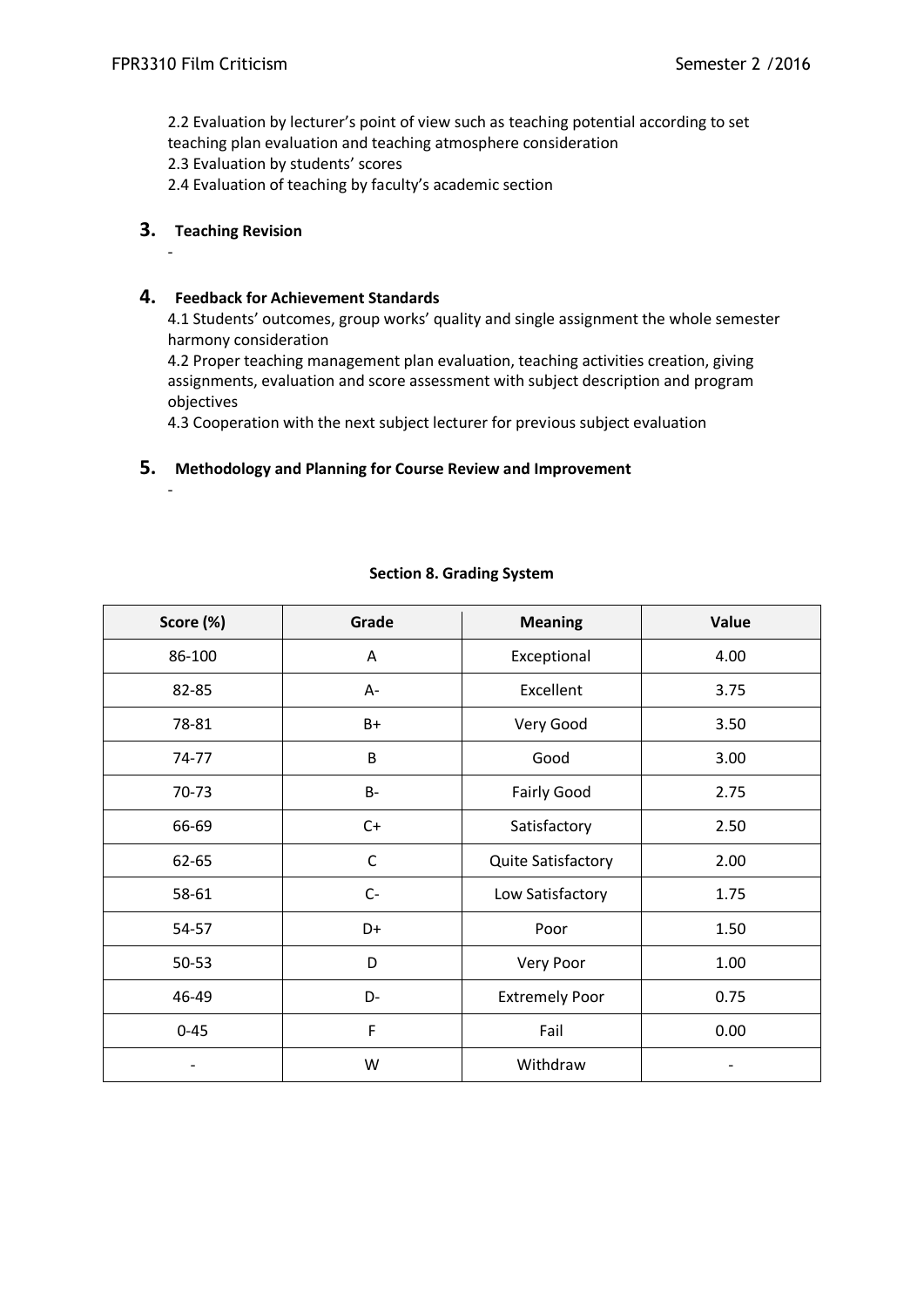2.2 Evaluation by lecturer's point of view such as teaching potential according to set teaching plan evaluation and teaching atmosphere consideration
2.3 Evaluation by students' scores
2.4 Evaluation of teaching by faculty's academic section

## 3. Teaching Revision

-

## 4. Feedback for Achievement Standards

4.1 Students' outcomes, group works' quality and single assignment the whole semester harmony consideration
4.2 Proper teaching management plan evaluation, teaching activities creation, giving assignments, evaluation and score assessment with subject description and program objectives
4.3 Cooperation with the next subject lecturer for previous subject evaluation

## 5. Methodology and Planning for Course Review and Improvement

-

### Section 8. Grading System

| Score (%) | Grade | Meaning | Value |
|---|---|---|---|
| 86-100 | A | Exceptional | 4.00 |
| 82-85 | A- | Excellent | 3.75 |
| 78-81 | B+ | Very Good | 3.50 |
| 74-77 | B | Good | 3.00 |
| 70-73 | B- | Fairly Good | 2.75 |
| 66-69 | C+ | Satisfactory | 2.50 |
| 62-65 | C | Quite Satisfactory | 2.00 |
| 58-61 | C- | Low Satisfactory | 1.75 |
| 54-57 | D+ | Poor | 1.50 |
| 50-53 | D | Very Poor | 1.00 |
| 46-49 | D- | Extremely Poor | 0.75 |
| 0-45 | F | Fail | 0.00 |
| - | W | Withdraw | - |